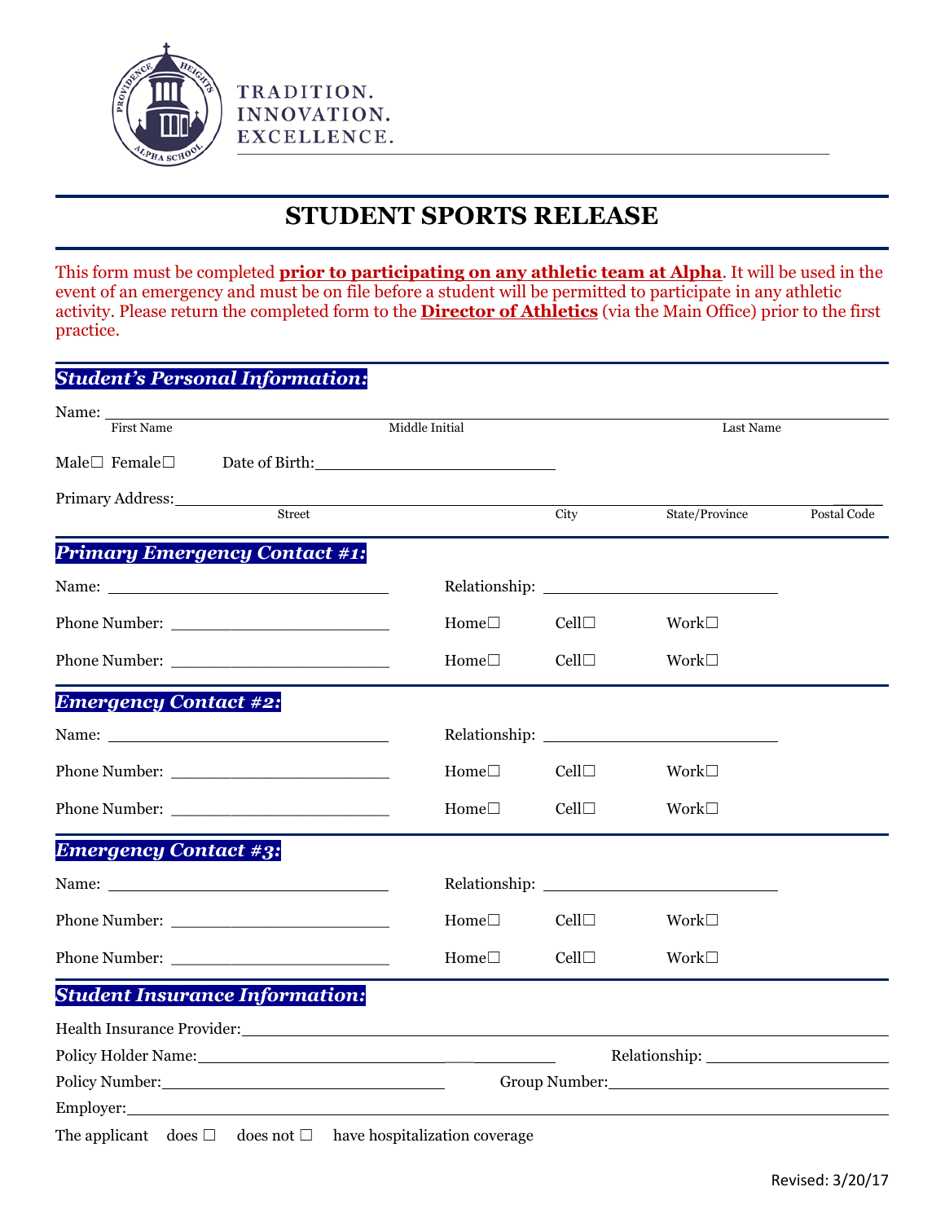TRADITION.
INNOVATION.
EXCELLENCE.

# STUDENT SPORTS RELEASE

This form must be completed **prior to participating on any athletic team at Alpha**. It will be used in the event of an emergency and must be on file before a student will be permitted to participate in any athletic activity. Please return the completed form to the **Director of Athletics** (via the Main Office) prior to the first practice.

## *Student's Personal Information:*

Name: ______________________________________________________________
First Name                Middle Initial                Last Name

Male☐ Female☐     Date of Birth: ____________________

Primary Address: ______________________________________________________
Street                City                State/Province                Postal Code

## *Primary Emergency Contact #1:*

Name: ____________________     Relationship: ____________________

Phone Number: ____________________     Home☐     Cell☐     Work☐

Phone Number: ____________________     Home☐     Cell☐     Work☐

## *Emergency Contact #2:*

Name: ____________________     Relationship: ____________________

Phone Number: ____________________     Home☐     Cell☐     Work☐

Phone Number: ____________________     Home☐     Cell☐     Work☐

## *Emergency Contact #3:*

Name: ____________________     Relationship: ____________________

Phone Number: ____________________     Home☐     Cell☐     Work☐

Phone Number: ____________________     Home☐     Cell☐     Work☐

## *Student Insurance Information:*

Health Insurance Provider: ______________________________________________

Policy Holder Name: ______________________________     Relationship: ____________________

Policy Number: ____________________     Group Number: ____________________

Employer: ______________________________________________________________

The applicant   does ☐   does not ☐   have hospitalization coverage

Revised: 3/20/17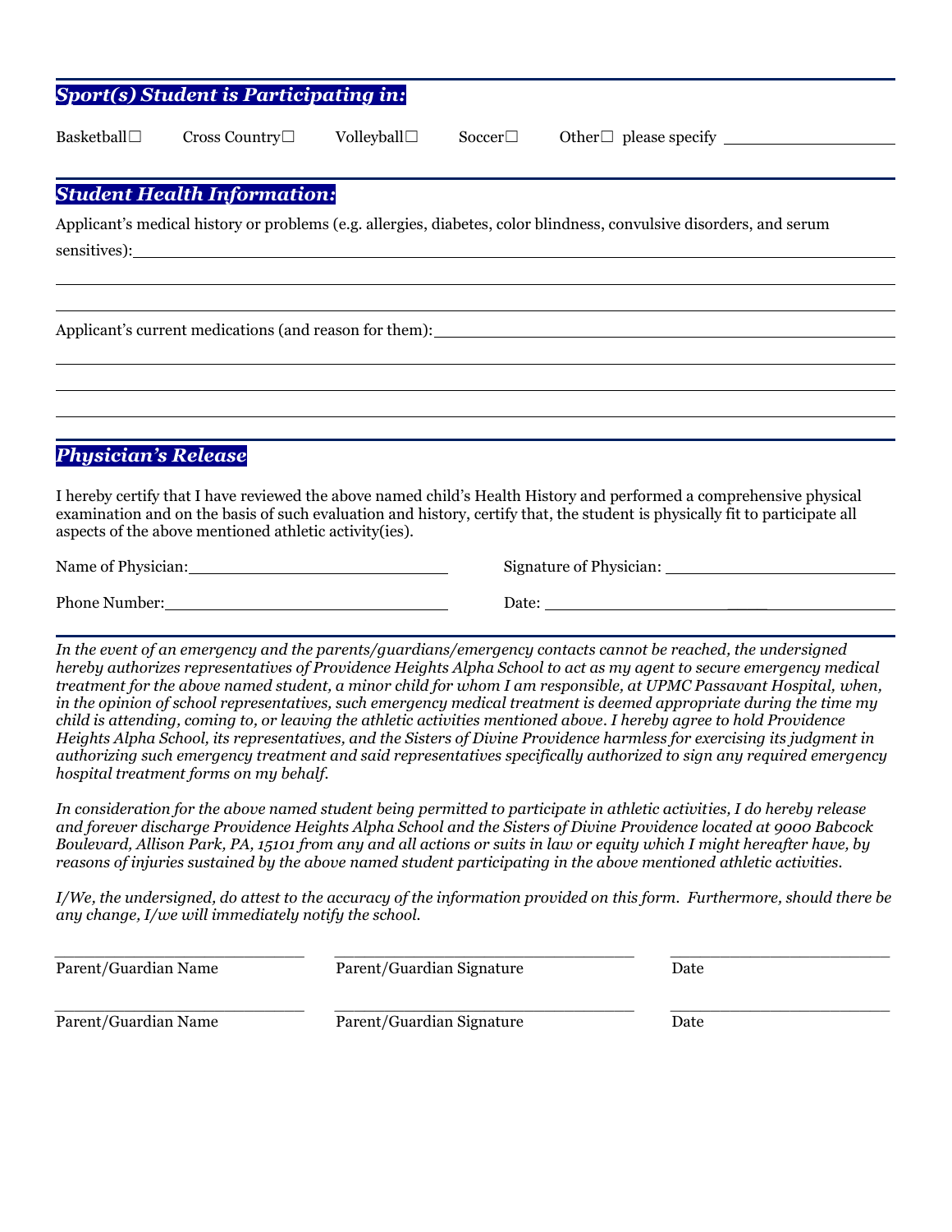## ***Sport(s) Student is Participating in:***

Basketball☐ Cross Country☐ Volleyball☐ Soccer☐ Other☐ please specify ________________

## ***Student Health Information:***

Applicant's medical history or problems (e.g. allergies, diabetes, color blindness, convulsive disorders, and serum sensitives):________________________________________________________________________

________________________________________________________________________

________________________________________________________________________

Applicant's current medications (and reason for them):________________________________________________

________________________________________________________________________

________________________________________________________________________

________________________________________________________________________

## ***Physician's Release***

I hereby certify that I have reviewed the above named child's Health History and performed a comprehensive physical examination and on the basis of such evaluation and history, certify that, the student is physically fit to participate all aspects of the above mentioned athletic activity(ies).

Name of Physician:____________________________ Signature of Physician: ________________________

Phone Number:______________________________ Date: ______________________________

*In the event of an emergency and the parents/guardians/emergency contacts cannot be reached, the undersigned hereby authorizes representatives of Providence Heights Alpha School to act as my agent to secure emergency medical treatment for the above named student, a minor child for whom I am responsible, at UPMC Passavant Hospital, when, in the opinion of school representatives, such emergency medical treatment is deemed appropriate during the time my child is attending, coming to, or leaving the athletic activities mentioned above. I hereby agree to hold Providence Heights Alpha School, its representatives, and the Sisters of Divine Providence harmless for exercising its judgment in authorizing such emergency treatment and said representatives specifically authorized to sign any required emergency hospital treatment forms on my behalf.*

*In consideration for the above named student being permitted to participate in athletic activities, I do hereby release and forever discharge Providence Heights Alpha School and the Sisters of Divine Providence located at 9000 Babcock Boulevard, Allison Park, PA, 15101 from any and all actions or suits in law or equity which I might hereafter have, by reasons of injuries sustained by the above named student participating in the above mentioned athletic activities.*

*I/We, the undersigned, do attest to the accuracy of the information provided on this form. Furthermore, should there be any change, I/we will immediately notify the school.*

____________________________ ________________________________ ________________________
Parent/Guardian Name Parent/Guardian Signature Date

____________________________ ________________________________ ________________________
Parent/Guardian Name Parent/Guardian Signature Date